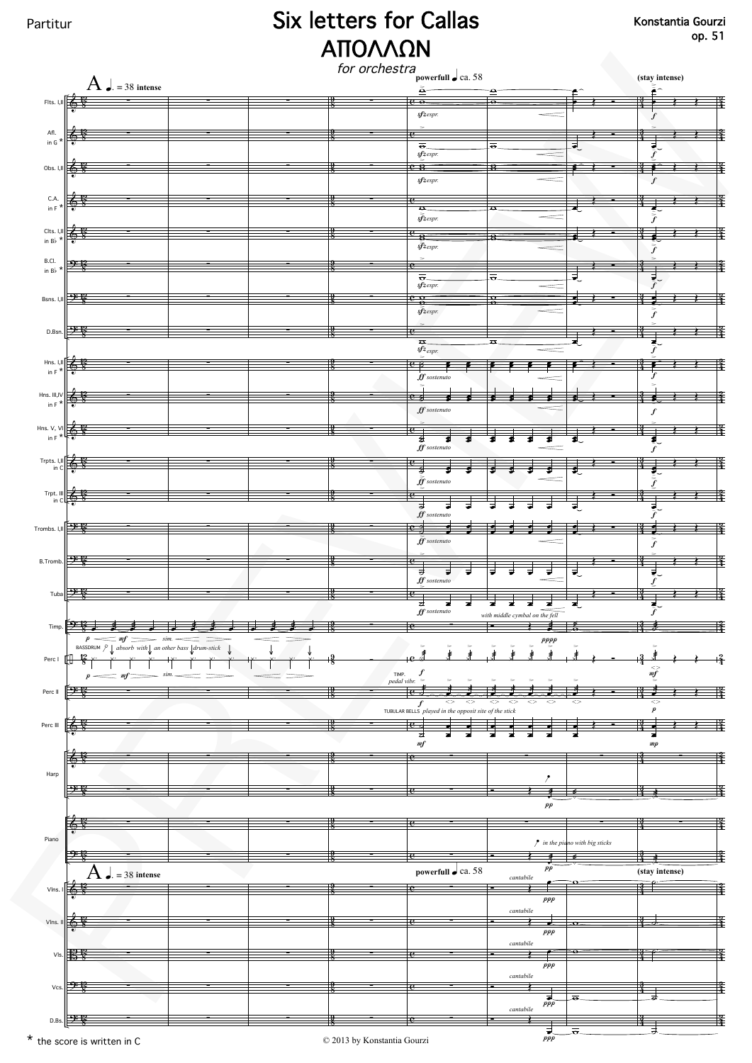Partitur

# Six letters for Callas

## ΑΠΟΛΛΩΝ

*for orchestra*

**Konstantia Gourzi**
**op. 51**

\* the score is written in C

© 2013 by Konstantia Gourzi